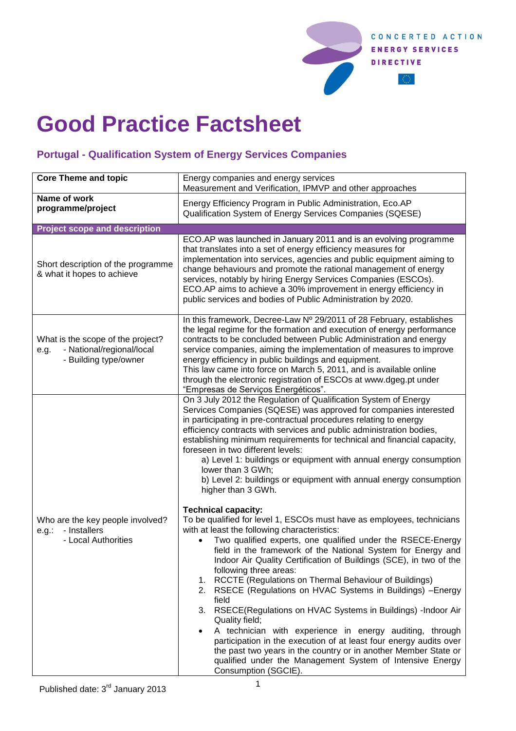# Good Practice Factsheet

## Portugal - Qualification System of Energy Services Companies

| Core Theme and topic | Energy companies and energy services<br>Measurement and Verification, IPMVP and other approaches |
|---|---|
| **Name of work programme/project** | Energy Efficiency Program in Public Administration, Eco.AP<br>Qualification System of Energy Services Companies (SQESE) |
| **Project scope and description** | |
| Short description of the programme & what it hopes to achieve | ECO.AP was launched in January 2011 and is an evolving programme that translates into a set of energy efficiency measures for implementation into services, agencies and public equipment aiming to change behaviours and promote the rational management of energy services, notably by hiring Energy Services Companies (ESCOs). ECO.AP aims to achieve a 30% improvement in energy efficiency in public services and bodies of Public Administration by 2020. |
| What is the scope of the project?<br>e.g. - National/regional/local<br>- Building type/owner | In this framework, Decree-Law Nº 29/2011 of 28 February, establishes the legal regime for the formation and execution of energy performance contracts to be concluded between Public Administration and energy service companies, aiming the implementation of measures to improve energy efficiency in public buildings and equipment.<br>This law came into force on March 5, 2011, and is available online through the electronic registration of ESCOs at www.dgeg.pt under "Empresas de Serviços Energéticos". |
| Who are the key people involved?<br>e.g.: - Installers<br>- Local Authorities | On 3 July 2012 the Regulation of Qualification System of Energy Services Companies (SQESE) was approved for companies interested in participating in pre-contractual procedures relating to energy efficiency contracts with services and public administration bodies, establishing minimum requirements for technical and financial capacity, foreseen in two different levels:<br>a) Level 1: buildings or equipment with annual energy consumption lower than 3 GWh;<br>b) Level 2: buildings or equipment with annual energy consumption higher than 3 GWh.<br><br>**Technical capacity:**<br>To be qualified for level 1, ESCOs must have as employees, technicians with at least the following characteristics:<br>• Two qualified experts, one qualified under the RSECE-Energy field in the framework of the National System for Energy and Indoor Air Quality Certification of Buildings (SCE), in two of the following three areas:<br>1. RCCTE (Regulations on Thermal Behaviour of Buildings)<br>2. RSECE (Regulations on HVAC Systems in Buildings) –Energy field<br>3. RSECE(Regulations on HVAC Systems in Buildings) -Indoor Air Quality field;<br>• A technician with experience in energy auditing, through participation in the execution of at least four energy audits over the past two years in the country or in another Member State or qualified under the Management System of Intensive Energy Consumption (SGCIE). |

Published date: 3rd January 2013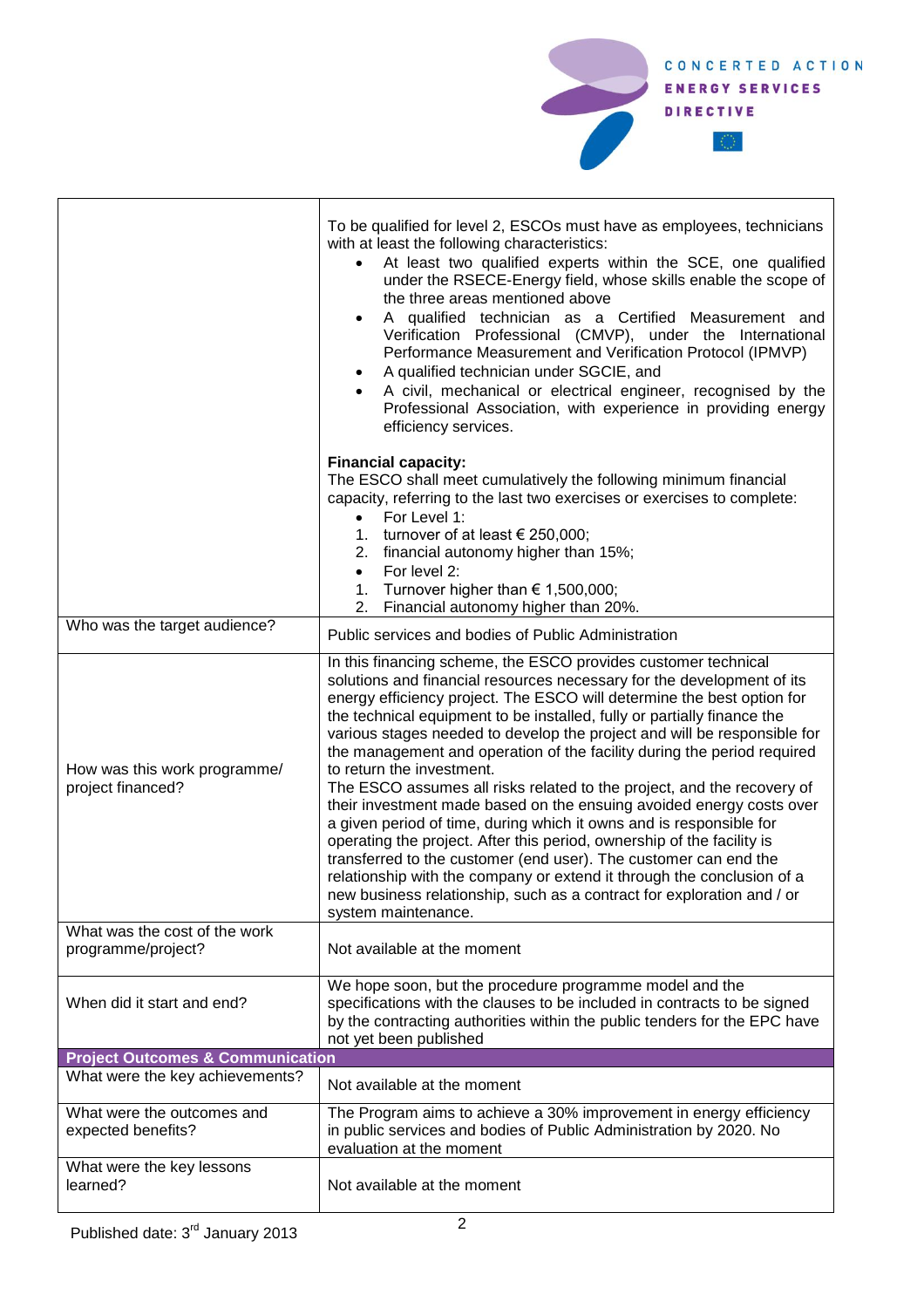| | |
|---|---|
| | To be qualified for level 2, ESCOs must have as employees, technicians with at least the following characteristics:<br>• At least two qualified experts within the SCE, one qualified under the RSECE-Energy field, whose skills enable the scope of the three areas mentioned above<br>• A qualified technician as a Certified Measurement and Verification Professional (CMVP), under the International Performance Measurement and Verification Protocol (IPMVP)<br>• A qualified technician under SGCIE, and<br>• A civil, mechanical or electrical engineer, recognised by the Professional Association, with experience in providing energy efficiency services.<br><br>**Financial capacity:**<br>The ESCO shall meet cumulatively the following minimum financial capacity, referring to the last two exercises or exercises to complete:<br>• For Level 1:<br>1. turnover of at least € 250,000;<br>2. financial autonomy higher than 15%;<br>• For level 2:<br>1. Turnover higher than € 1,500,000;<br>2. Financial autonomy higher than 20%. |
| Who was the target audience? | Public services and bodies of Public Administration |
| How was this work programme/ project financed? | In this financing scheme, the ESCO provides customer technical solutions and financial resources necessary for the development of its energy efficiency project. The ESCO will determine the best option for the technical equipment to be installed, fully or partially finance the various stages needed to develop the project and will be responsible for the management and operation of the facility during the period required to return the investment.<br>The ESCO assumes all risks related to the project, and the recovery of their investment made based on the ensuing avoided energy costs over a given period of time, during which it owns and is responsible for operating the project. After this period, ownership of the facility is transferred to the customer (end user). The customer can end the relationship with the company or extend it through the conclusion of a new business relationship, such as a contract for exploration and / or system maintenance. |
| What was the cost of the work programme/project? | Not available at the moment |
| When did it start and end? | We hope soon, but the procedure programme model and the specifications with the clauses to be included in contracts to be signed by the contracting authorities within the public tenders for the EPC have not yet been published |
| **Project Outcomes & Communication** | |
| What were the key achievements? | Not available at the moment |
| What were the outcomes and expected benefits? | The Program aims to achieve a 30% improvement in energy efficiency in public services and bodies of Public Administration by 2020. No evaluation at the moment |
| What were the key lessons learned? | Not available at the moment |

Published date: 3rd January 2013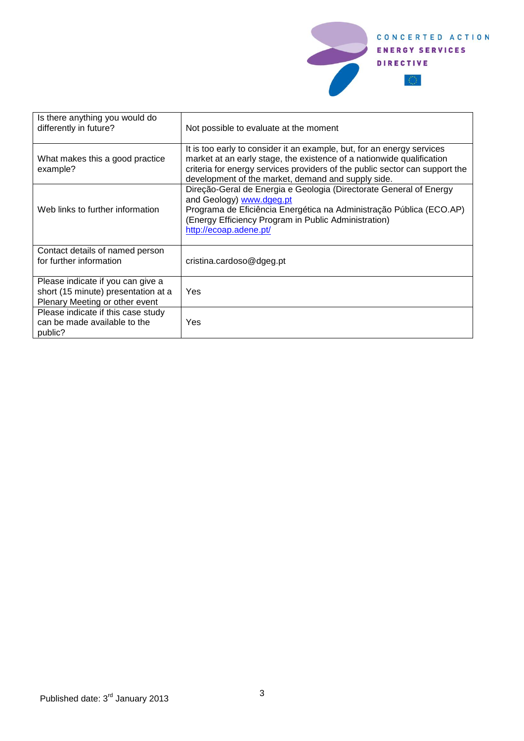| | |
|---|---|
| Is there anything you would do differently in future? | Not possible to evaluate at the moment |
| What makes this a good practice example? | It is too early to consider it an example, but, for an energy services market at an early stage, the existence of a nationwide qualification criteria for energy services providers of the public sector can support the development of the market, demand and supply side. |
| Web links to further information | Direção-Geral de Energia e Geologia (Directorate General of Energy and Geology) www.dgeg.pt<br>Programa de Eficiência Energética na Administração Pública (ECO.AP) (Energy Efficiency Program in Public Administration) http://ecoap.adene.pt/ |
| Contact details of named person for further information | cristina.cardoso@dgeg.pt |
| Please indicate if you can give a short (15 minute) presentation at a Plenary Meeting or other event | Yes |
| Please indicate if this case study can be made available to the public? | Yes |

Published date: 3rd January 2013